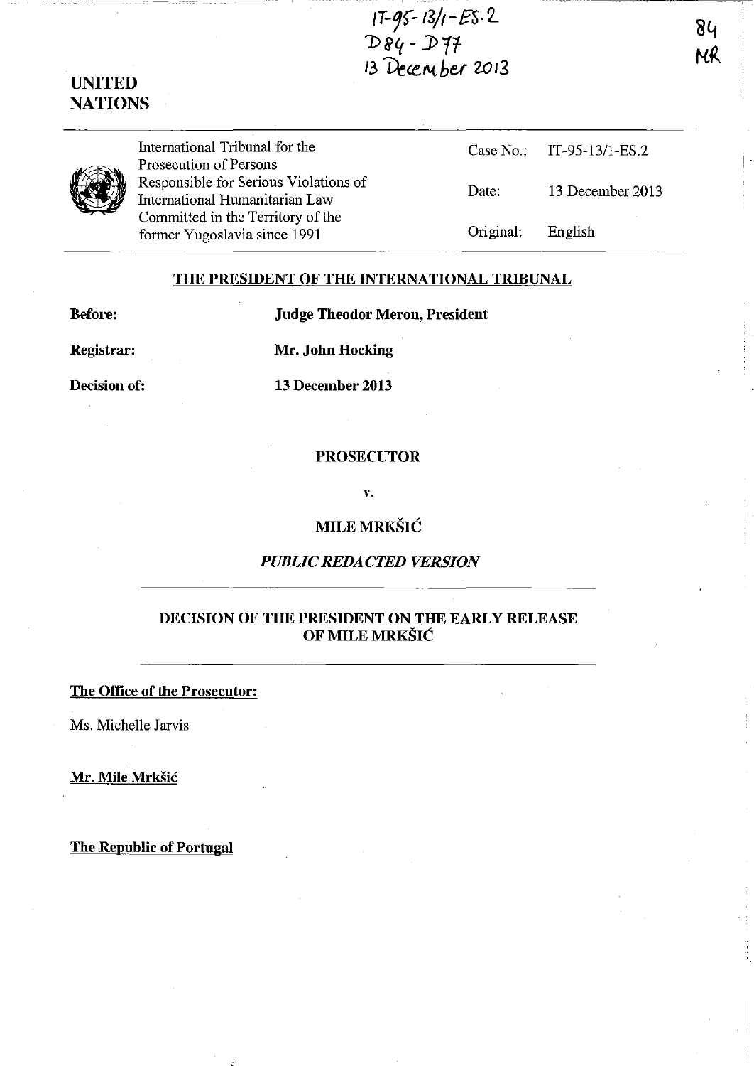IT-95-13/1-ES.2
D84 - D77
13 December 2013

84
MR

**UNITED NATIONS**

| International Tribunal for the Prosecution of Persons Responsible for Serious Violations of International Humanitarian Law Committed in the Territory of the former Yugoslavia since 1991 | Case No.: | IT-95-13/1-ES.2 |
|---|---|---|
| | Date: | 13 December 2013 |
| | Original: | English |

## THE PRESIDENT OF THE INTERNATIONAL TRIBUNAL

**Before:** **Judge Theodor Meron, President**

**Registrar:** **Mr. John Hocking**

**Decision of:** **13 December 2013**

**PROSECUTOR**

**v.**

**MILE MRKŠIĆ**

***PUBLIC REDACTED VERSION***

## DECISION OF THE PRESIDENT ON THE EARLY RELEASE OF MILE MRKŠIĆ

**The Office of the Prosecutor:**

Ms. Michelle Jarvis

**Mr. Mile Mrkšić**

**The Republic of Portugal**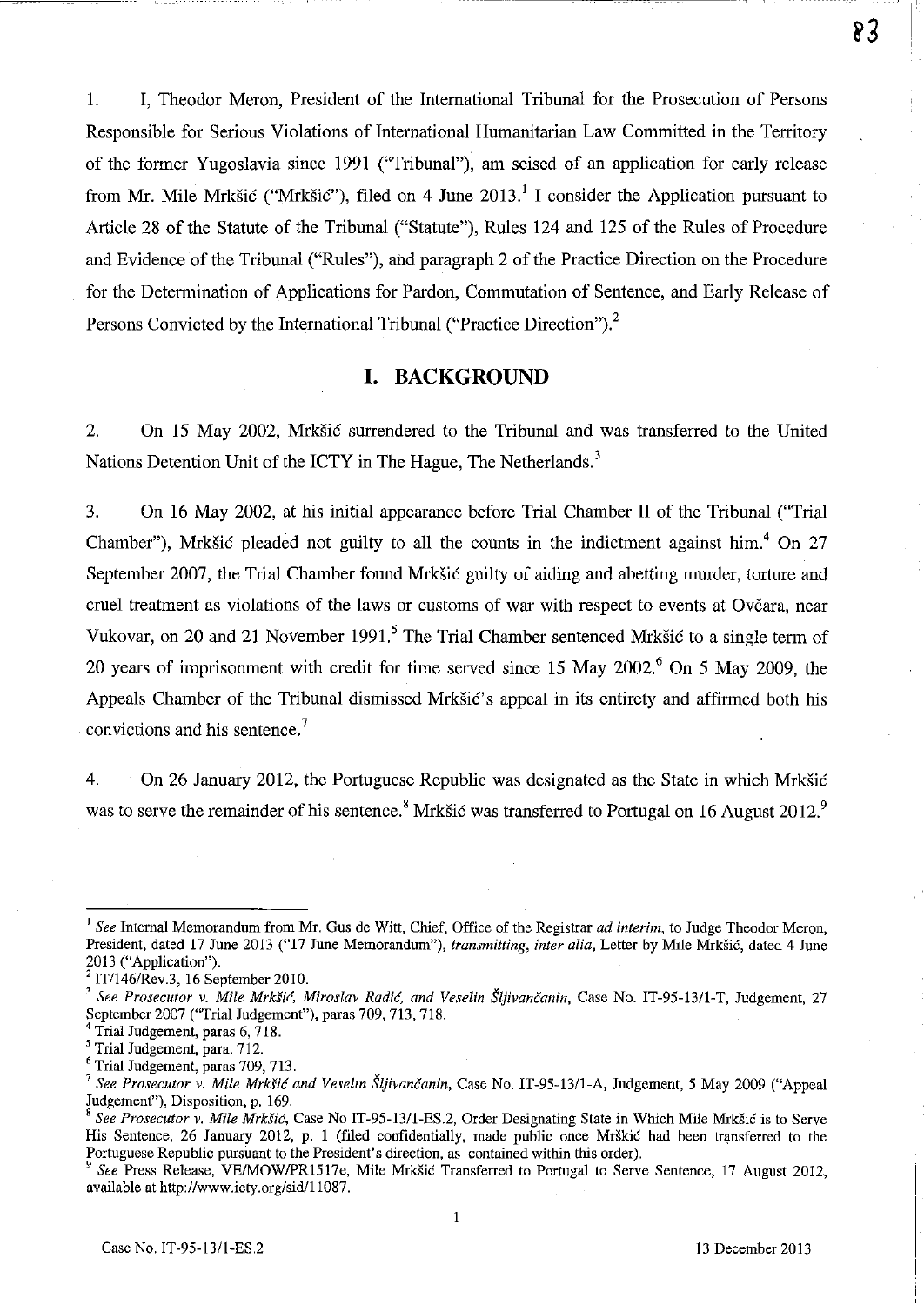1. I, Theodor Meron, President of the International Tribunal for the Prosecution of Persons Responsible for Serious Violations of International Humanitarian Law Committed in the Territory of the former Yugoslavia since 1991 ("Tribunal"), am seised of an application for early release from Mr. Mile Mrkšić ("Mrkšić"), filed on 4 June 2013.[1] I consider the Application pursuant to Article 28 of the Statute of the Tribunal ("Statute"), Rules 124 and 125 of the Rules of Procedure and Evidence of the Tribunal ("Rules"), and paragraph 2 of the Practice Direction on the Procedure for the Determination of Applications for Pardon, Commutation of Sentence, and Early Release of Persons Convicted by the International Tribunal ("Practice Direction").[2]

## I. BACKGROUND

2. On 15 May 2002, Mrkšić surrendered to the Tribunal and was transferred to the United Nations Detention Unit of the ICTY in The Hague, The Netherlands.[3]

3. On 16 May 2002, at his initial appearance before Trial Chamber II of the Tribunal ("Trial Chamber"), Mrkšić pleaded not guilty to all the counts in the indictment against him.[4] On 27 September 2007, the Trial Chamber found Mrkšić guilty of aiding and abetting murder, torture and cruel treatment as violations of the laws or customs of war with respect to events at Ovčara, near Vukovar, on 20 and 21 November 1991.[5] The Trial Chamber sentenced Mrkšić to a single term of 20 years of imprisonment with credit for time served since 15 May 2002.[6] On 5 May 2009, the Appeals Chamber of the Tribunal dismissed Mrkšić's appeal in its entirety and affirmed both his convictions and his sentence.[7]

4. On 26 January 2012, the Portuguese Republic was designated as the State in which Mrkšić was to serve the remainder of his sentence.[8] Mrkšić was transferred to Portugal on 16 August 2012.[9]

---

[1] *See* Internal Memorandum from Mr. Gus de Witt, Chief, Office of the Registrar *ad interim*, to Judge Theodor Meron, President, dated 17 June 2013 ("17 June Memorandum"), *transmitting*, *inter alia*, Letter by Mile Mrkšić, dated 4 June 2013 ("Application").

[2] IT/146/Rev.3, 16 September 2010.

[3] *See Prosecutor v. Mile Mrkšić, Miroslav Radić, and Veselin Šljivančanin*, Case No. IT-95-13/1-T, Judgement, 27 September 2007 ("Trial Judgement"), paras 709, 713, 718.

[4] Trial Judgement, paras 6, 718.

[5] Trial Judgement, para. 712.

[6] Trial Judgement, paras 709, 713.

[7] *See Prosecutor v. Mile Mrkšić and Veselin Šljivančanin*, Case No. IT-95-13/1-A, Judgement, 5 May 2009 ("Appeal Judgement"), Disposition, p. 169.

[8] *See Prosecutor v. Mile Mrkšić*, Case No IT-95-13/1-ES.2, Order Designating State in Which Mile Mrkšić is to Serve His Sentence, 26 January 2012, p. 1 (filed confidentially, made public once Mrškić had been transferred to the Portuguese Republic pursuant to the President's direction, as contained within this order).

[9] *See* Press Release, VE/MOW/PR1517e, Mile Mrkšić Transferred to Portugal to Serve Sentence, 17 August 2012, available at http://www.icty.org/sid/11087.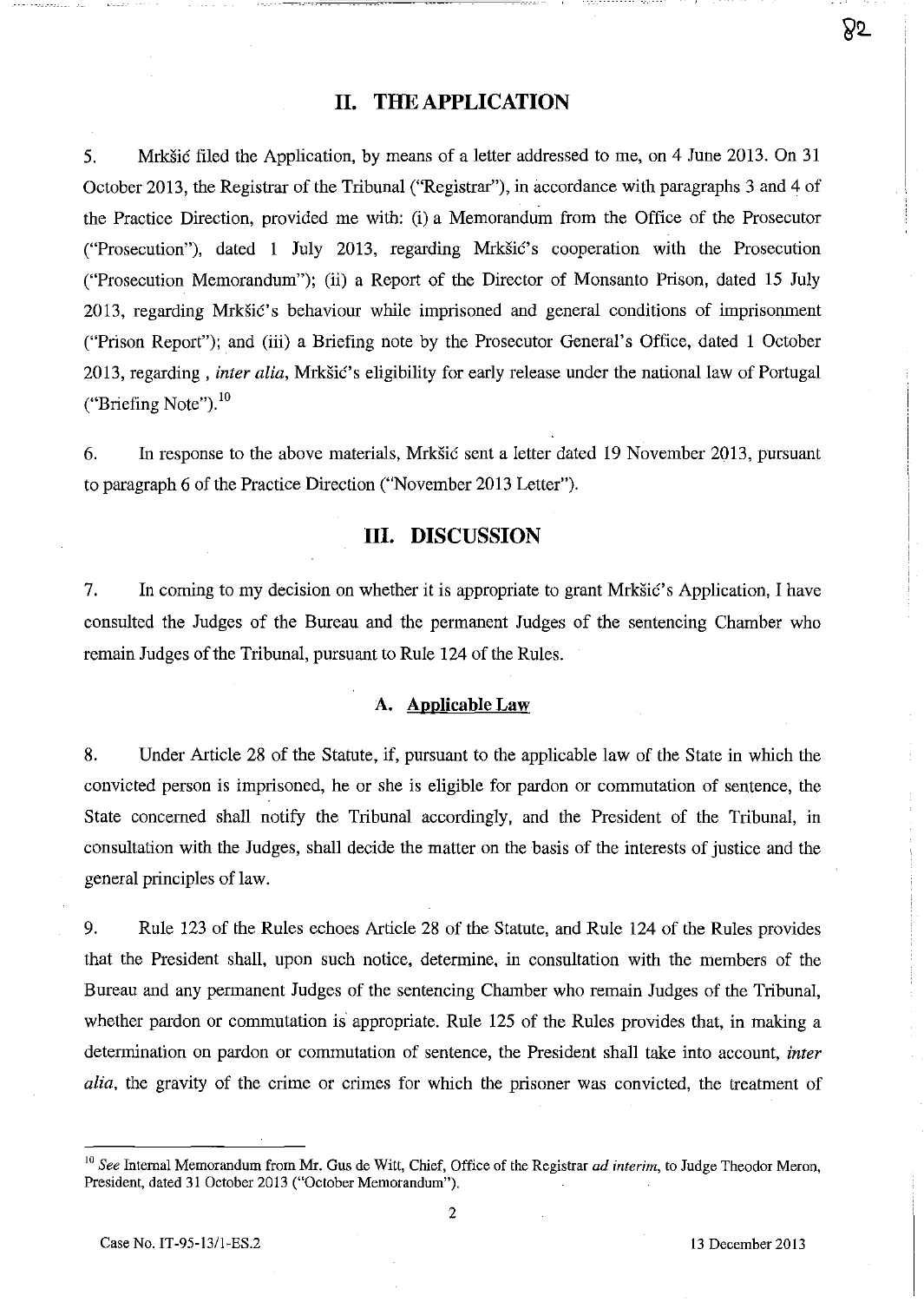## II. THE APPLICATION

5. Mrkšić filed the Application, by means of a letter addressed to me, on 4 June 2013. On 31 October 2013, the Registrar of the Tribunal ("Registrar"), in accordance with paragraphs 3 and 4 of the Practice Direction, provided me with: (i) a Memorandum from the Office of the Prosecutor ("Prosecution"), dated 1 July 2013, regarding Mrkšić's cooperation with the Prosecution ("Prosecution Memorandum"); (ii) a Report of the Director of Monsanto Prison, dated 15 July 2013, regarding Mrkšić's behaviour while imprisoned and general conditions of imprisonment ("Prison Report"); and (iii) a Briefing note by the Prosecutor General's Office, dated 1 October 2013, regarding , *inter alia*, Mrkšić's eligibility for early release under the national law of Portugal ("Briefing Note").[10]

6. In response to the above materials, Mrkšić sent a letter dated 19 November 2013, pursuant to paragraph 6 of the Practice Direction ("November 2013 Letter").

## III. DISCUSSION

7. In coming to my decision on whether it is appropriate to grant Mrkšić's Application, I have consulted the Judges of the Bureau and the permanent Judges of the sentencing Chamber who remain Judges of the Tribunal, pursuant to Rule 124 of the Rules.

### A. Applicable Law

8. Under Article 28 of the Statute, if, pursuant to the applicable law of the State in which the convicted person is imprisoned, he or she is eligible for pardon or commutation of sentence, the State concerned shall notify the Tribunal accordingly, and the President of the Tribunal, in consultation with the Judges, shall decide the matter on the basis of the interests of justice and the general principles of law.

9. Rule 123 of the Rules echoes Article 28 of the Statute, and Rule 124 of the Rules provides that the President shall, upon such notice, determine, in consultation with the members of the Bureau and any permanent Judges of the sentencing Chamber who remain Judges of the Tribunal, whether pardon or commutation is appropriate. Rule 125 of the Rules provides that, in making a determination on pardon or commutation of sentence, the President shall take into account, *inter alia*, the gravity of the crime or crimes for which the prisoner was convicted, the treatment of

---

[10] *See* Internal Memorandum from Mr. Gus de Witt, Chief, Office of the Registrar *ad interim*, to Judge Theodor Meron, President, dated 31 October 2013 ("October Memorandum").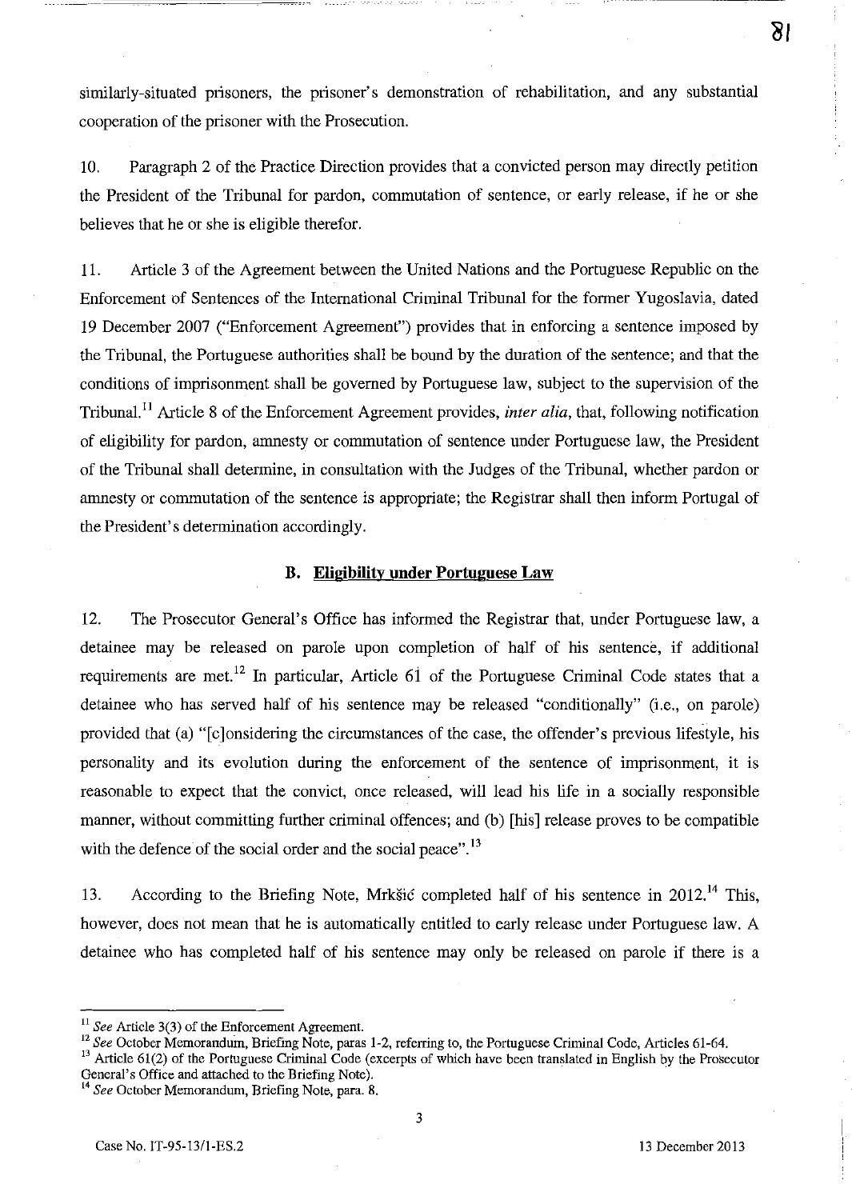similarly-situated prisoners, the prisoner's demonstration of rehabilitation, and any substantial cooperation of the prisoner with the Prosecution.

10. Paragraph 2 of the Practice Direction provides that a convicted person may directly petition the President of the Tribunal for pardon, commutation of sentence, or early release, if he or she believes that he or she is eligible therefor.

11. Article 3 of the Agreement between the United Nations and the Portuguese Republic on the Enforcement of Sentences of the International Criminal Tribunal for the former Yugoslavia, dated 19 December 2007 ("Enforcement Agreement") provides that in enforcing a sentence imposed by the Tribunal, the Portuguese authorities shall be bound by the duration of the sentence; and that the conditions of imprisonment shall be governed by Portuguese law, subject to the supervision of the Tribunal.[11] Article 8 of the Enforcement Agreement provides, *inter alia*, that, following notification of eligibility for pardon, amnesty or commutation of sentence under Portuguese law, the President of the Tribunal shall determine, in consultation with the Judges of the Tribunal, whether pardon or amnesty or commutation of the sentence is appropriate; the Registrar shall then inform Portugal of the President's determination accordingly.

### B. Eligibility under Portuguese Law

12. The Prosecutor General's Office has informed the Registrar that, under Portuguese law, a detainee may be released on parole upon completion of half of his sentence, if additional requirements are met.[12] In particular, Article 61 of the Portuguese Criminal Code states that a detainee who has served half of his sentence may be released "conditionally" (i.e., on parole) provided that (a) "[c]onsidering the circumstances of the case, the offender's previous lifestyle, his personality and its evolution during the enforcement of the sentence of imprisonment, it is reasonable to expect that the convict, once released, will lead his life in a socially responsible manner, without committing further criminal offences; and (b) [his] release proves to be compatible with the defence of the social order and the social peace".[13]

13. According to the Briefing Note, Mrkšić completed half of his sentence in 2012.[14] This, however, does not mean that he is automatically entitled to early release under Portuguese law. A detainee who has completed half of his sentence may only be released on parole if there is a

---

[11] *See* Article 3(3) of the Enforcement Agreement.

[12] *See* October Memorandum, Briefing Note, paras 1-2, referring to, the Portuguese Criminal Code, Articles 61-64.

[13] Article 61(2) of the Portuguese Criminal Code (excerpts of which have been translated in English by the Prosecutor General's Office and attached to the Briefing Note).

[14] *See* October Memorandum, Briefing Note, para. 8.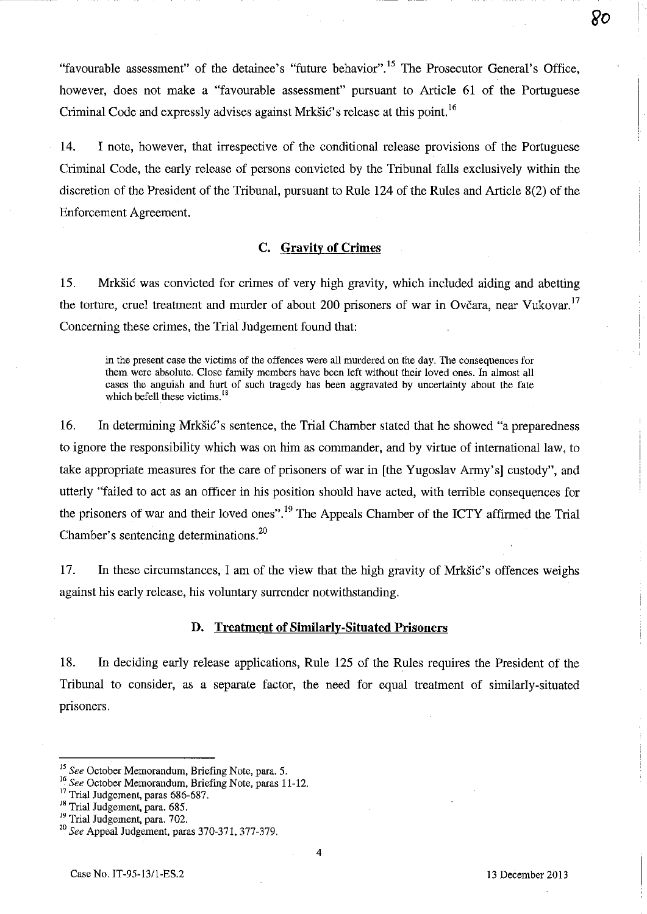"favourable assessment" of the detainee's "future behavior".[15] The Prosecutor General's Office, however, does not make a "favourable assessment" pursuant to Article 61 of the Portuguese Criminal Code and expressly advises against Mrkšić's release at this point.[16]

14. I note, however, that irrespective of the conditional release provisions of the Portuguese Criminal Code, the early release of persons convicted by the Tribunal falls exclusively within the discretion of the President of the Tribunal, pursuant to Rule 124 of the Rules and Article 8(2) of the Enforcement Agreement.

### C. Gravity of Crimes

15. Mrkšić was convicted for crimes of very high gravity, which included aiding and abetting the torture, cruel treatment and murder of about 200 prisoners of war in Ovčara, near Vukovar.[17] Concerning these crimes, the Trial Judgement found that:

> in the present case the victims of the offences were all murdered on the day. The consequences for them were absolute. Close family members have been left without their loved ones. In almost all cases the anguish and hurt of such tragedy has been aggravated by uncertainty about the fate which befell these victims.[18]

16. In determining Mrkšić's sentence, the Trial Chamber stated that he showed "a preparedness to ignore the responsibility which was on him as commander, and by virtue of international law, to take appropriate measures for the care of prisoners of war in [the Yugoslav Army's] custody", and utterly "failed to act as an officer in his position should have acted, with terrible consequences for the prisoners of war and their loved ones".[19] The Appeals Chamber of the ICTY affirmed the Trial Chamber's sentencing determinations.[20]

17. In these circumstances, I am of the view that the high gravity of Mrkšić's offences weighs against his early release, his voluntary surrender notwithstanding.

### D. Treatment of Similarly-Situated Prisoners

18. In deciding early release applications, Rule 125 of the Rules requires the President of the Tribunal to consider, as a separate factor, the need for equal treatment of similarly-situated prisoners.

---

[15] *See* October Memorandum, Briefing Note, para. 5.

[16] *See* October Memorandum, Briefing Note, paras 11-12.

[17] Trial Judgement, paras 686-687.

[18] Trial Judgement, para. 685.

[19] Trial Judgement, para. 702.

[20] *See* Appeal Judgement, paras 370-371, 377-379.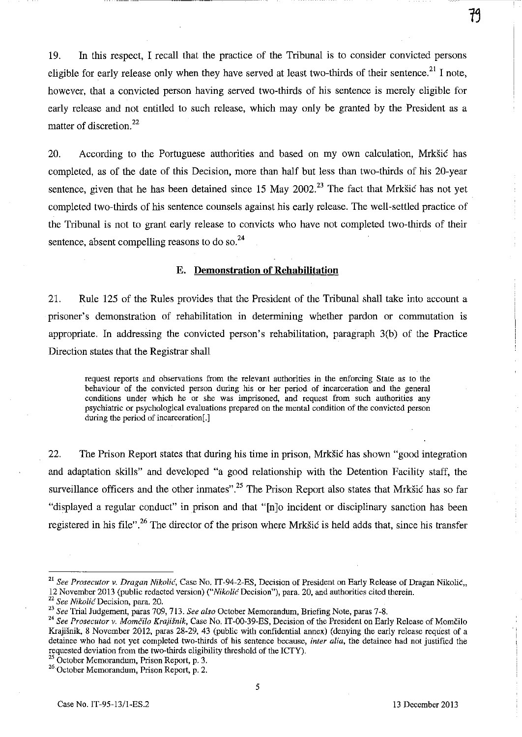19. In this respect, I recall that the practice of the Tribunal is to consider convicted persons eligible for early release only when they have served at least two-thirds of their sentence.[21] I note, however, that a convicted person having served two-thirds of his sentence is merely eligible for early release and not entitled to such release, which may only be granted by the President as a matter of discretion.[22]

20. According to the Portuguese authorities and based on my own calculation, Mrkšić has completed, as of the date of this Decision, more than half but less than two-thirds of his 20-year sentence, given that he has been detained since 15 May 2002.[23] The fact that Mrkšić has not yet completed two-thirds of his sentence counsels against his early release. The well-settled practice of the Tribunal is not to grant early release to convicts who have not completed two-thirds of their sentence, absent compelling reasons to do so.[24]

### E. Demonstration of Rehabilitation

21. Rule 125 of the Rules provides that the President of the Tribunal shall take into account a prisoner's demonstration of rehabilitation in determining whether pardon or commutation is appropriate. In addressing the convicted person's rehabilitation, paragraph 3(b) of the Practice Direction states that the Registrar shall

> request reports and observations from the relevant authorities in the enforcing State as to the behaviour of the convicted person during his or her period of incarceration and the general conditions under which he or she was imprisoned, and request from such authorities any psychiatric or psychological evaluations prepared on the mental condition of the convicted person during the period of incarceration[.]

22. The Prison Report states that during his time in prison, Mrkšić has shown "good integration and adaptation skills" and developed "a good relationship with the Detention Facility staff, the surveillance officers and the other inmates".[25] The Prison Report also states that Mrkšić has so far "displayed a regular conduct" in prison and that "[n]o incident or disciplinary sanction has been registered in his file".[26] The director of the prison where Mrkšić is held adds that, since his transfer

---

[21] *See Prosecutor v. Dragan Nikolić*, Case No. IT-94-2-ES, Decision of President on Early Release of Dragan Nikolić,, 12 November 2013 (public redacted version) ("*Nikolić* Decision"), para. 20, and authorities cited therein.

[22] *See Nikolić* Decision, para. 20.

[23] *See* Trial Judgement, paras 709, 713. *See also* October Memorandum, Briefing Note, paras 7-8.

[24] *See Prosecutor v. Momčilo Krajišnik*, Case No. IT-00-39-ES, Decision of the President on Early Release of Momčilo Krajišnik, 8 November 2012, paras 28-29, 43 (public with confidential annex) (denying the early release request of a detainee who had not yet completed two-thirds of his sentence because, *inter alia*, the detainee had not justified the requested deviation from the two-thirds eligibility threshold of the ICTY).

[25] October Memorandum, Prison Report, p. 3.

[26] October Memorandum, Prison Report, p. 2.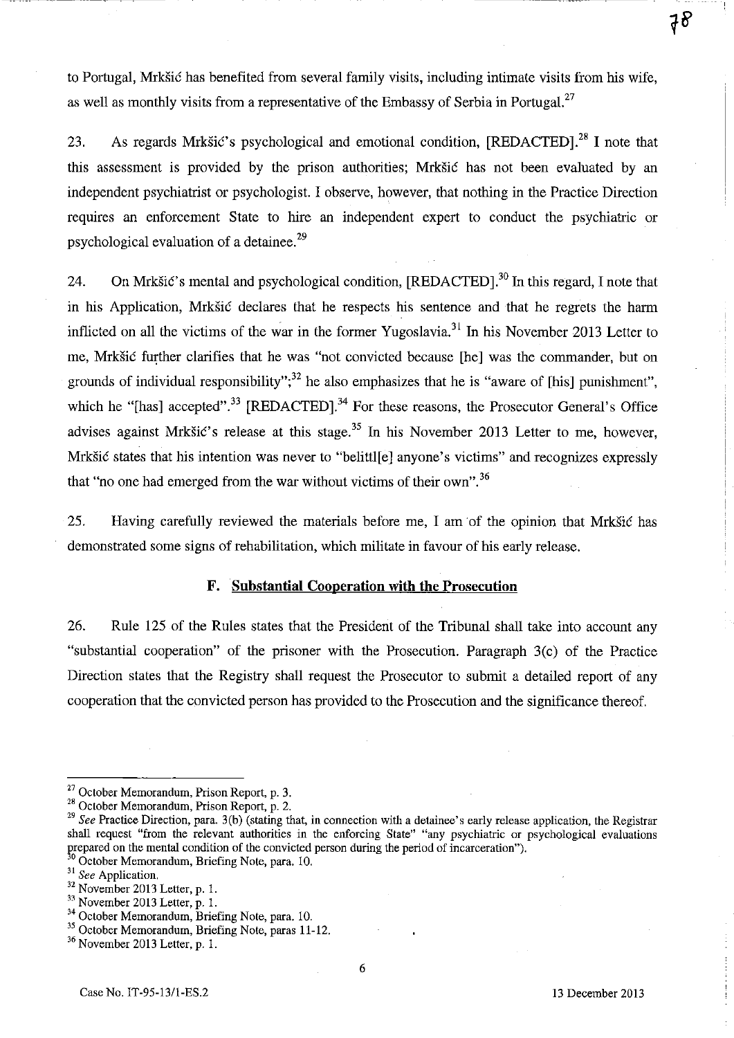to Portugal, Mrkšić has benefited from several family visits, including intimate visits from his wife, as well as monthly visits from a representative of the Embassy of Serbia in Portugal.[27]

23. As regards Mrkšić's psychological and emotional condition, [REDACTED].[28] I note that this assessment is provided by the prison authorities; Mrkšić has not been evaluated by an independent psychiatrist or psychologist. I observe, however, that nothing in the Practice Direction requires an enforcement State to hire an independent expert to conduct the psychiatric or psychological evaluation of a detainee.[29]

24. On Mrkšić's mental and psychological condition, [REDACTED].[30] In this regard, I note that in his Application, Mrkšić declares that he respects his sentence and that he regrets the harm inflicted on all the victims of the war in the former Yugoslavia.[31] In his November 2013 Letter to me, Mrkšić further clarifies that he was "not convicted because [he] was the commander, but on grounds of individual responsibility";[32] he also emphasizes that he is "aware of [his] punishment", which he "[has] accepted".[33] [REDACTED].[34] For these reasons, the Prosecutor General's Office advises against Mrkšić's release at this stage.[35] In his November 2013 Letter to me, however, Mrkšić states that his intention was never to "belittl[e] anyone's victims" and recognizes expressly that "no one had emerged from the war without victims of their own".[36]

25. Having carefully reviewed the materials before me, I am of the opinion that Mrkšić has demonstrated some signs of rehabilitation, which militate in favour of his early release.

## F. Substantial Cooperation with the Prosecution

26. Rule 125 of the Rules states that the President of the Tribunal shall take into account any "substantial cooperation" of the prisoner with the Prosecution. Paragraph 3(c) of the Practice Direction states that the Registry shall request the Prosecutor to submit a detailed report of any cooperation that the convicted person has provided to the Prosecution and the significance thereof.

---

[27] October Memorandum, Prison Report, p. 3.

[28] October Memorandum, Prison Report, p. 2.

[29] *See* Practice Direction, para. 3(b) (stating that, in connection with a detainee's early release application, the Registrar shall request "from the relevant authorities in the enforcing State" "any psychiatric or psychological evaluations prepared on the mental condition of the convicted person during the period of incarceration").

[30] October Memorandum, Briefing Note, para. 10.

[31] *See* Application.

[32] November 2013 Letter, p. 1.

[33] November 2013 Letter, p. 1.

[34] October Memorandum, Briefing Note, para. 10.

[35] October Memorandum, Briefing Note, paras 11-12.

[36] November 2013 Letter, p. 1.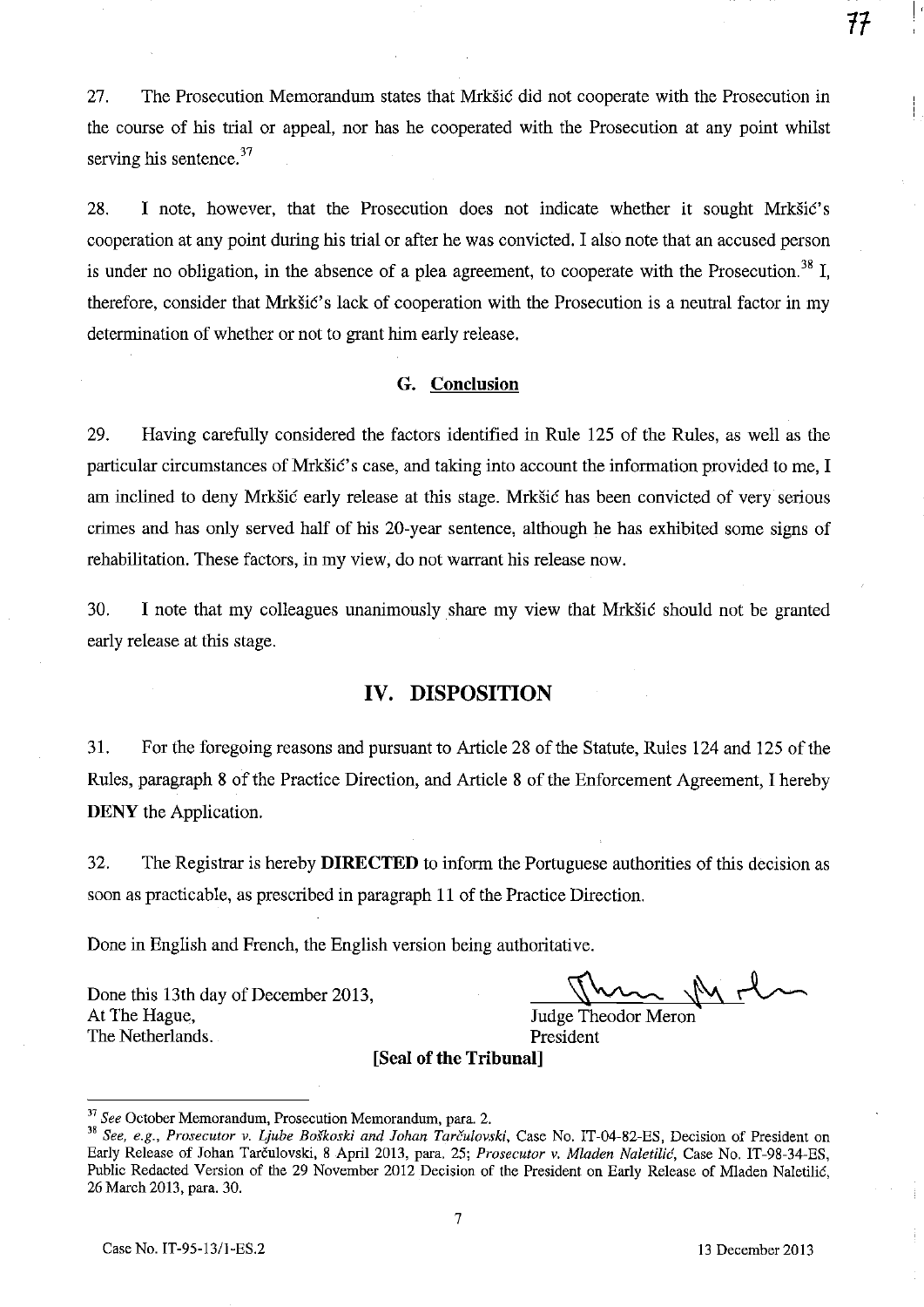27. The Prosecution Memorandum states that Mrkšić did not cooperate with the Prosecution in the course of his trial or appeal, nor has he cooperated with the Prosecution at any point whilst serving his sentence.[37]

28. I note, however, that the Prosecution does not indicate whether it sought Mrkšić's cooperation at any point during his trial or after he was convicted. I also note that an accused person is under no obligation, in the absence of a plea agreement, to cooperate with the Prosecution.[38] I, therefore, consider that Mrkšić's lack of cooperation with the Prosecution is a neutral factor in my determination of whether or not to grant him early release.

### G. Conclusion

29. Having carefully considered the factors identified in Rule 125 of the Rules, as well as the particular circumstances of Mrkšić's case, and taking into account the information provided to me, I am inclined to deny Mrkšić early release at this stage. Mrkšić has been convicted of very serious crimes and has only served half of his 20-year sentence, although he has exhibited some signs of rehabilitation. These factors, in my view, do not warrant his release now.

30. I note that my colleagues unanimously share my view that Mrkšić should not be granted early release at this stage.

## IV. DISPOSITION

31. For the foregoing reasons and pursuant to Article 28 of the Statute, Rules 124 and 125 of the Rules, paragraph 8 of the Practice Direction, and Article 8 of the Enforcement Agreement, I hereby **DENY** the Application.

32. The Registrar is hereby **DIRECTED** to inform the Portuguese authorities of this decision as soon as practicable, as prescribed in paragraph 11 of the Practice Direction.

Done in English and French, the English version being authoritative.

Done this 13th day of December 2013,
At The Hague,
The Netherlands.

Judge Theodor Meron
President

**[Seal of the Tribunal]**

---

[37] *See* October Memorandum, Prosecution Memorandum, para. 2.

[38] *See, e.g., Prosecutor v. Ljube Boškoski and Johan Tarčulovski*, Case No. IT-04-82-ES, Decision of President on Early Release of Johan Tarčulovski, 8 April 2013, para. 25; *Prosecutor v. Mladen Naletilić*, Case No. IT-98-34-ES, Public Redacted Version of the 29 November 2012 Decision of the President on Early Release of Mladen Naletilić, 26 March 2013, para. 30.